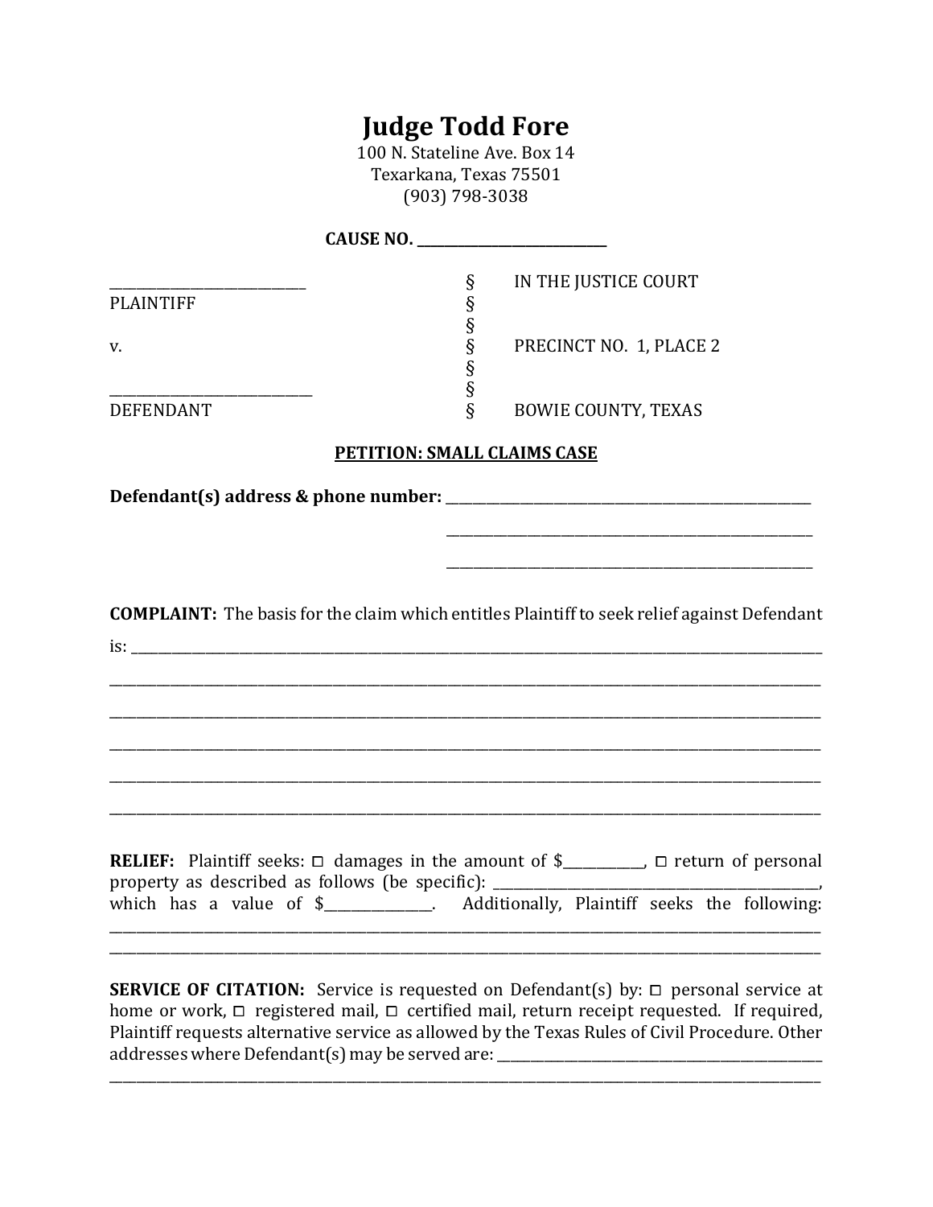# Judge Todd Fore

100 N. Stateline Ave. Box 14
Texarkana, Texas 75501
(903) 798-3038

**CAUSE NO. ___________________________**

| | | |
|---|---|---|
| ___________________________ | § | IN THE JUSTICE COURT |
| PLAINTIFF | § | |
| | § | |
| v. | § | PRECINCT NO. 1, PLACE 2 |
| | § | |
| ___________________________ | § | |
| DEFENDANT | § | BOWIE COUNTY, TEXAS |

**PETITION: SMALL CLAIMS CASE**

**Defendant(s) address & phone number:** ______________________________________________________

______________________________________________________

______________________________________________________

**COMPLAINT:** The basis for the claim which entitles Plaintiff to seek relief against Defendant is: ______________________________________________________________________________

______________________________________________________________________________

______________________________________________________________________________

______________________________________________________________________________

______________________________________________________________________________

______________________________________________________________________________

**RELIEF:** Plaintiff seeks: ◻ damages in the amount of $___________, ◻ return of personal property as described as follows (be specific): ______________________________________________, which has a value of $_______________. Additionally, Plaintiff seeks the following: ______________________________________________________________________________

______________________________________________________________________________

**SERVICE OF CITATION:** Service is requested on Defendant(s) by: ◻ personal service at home or work, ◻ registered mail, ◻ certified mail, return receipt requested. If required, Plaintiff requests alternative service as allowed by the Texas Rules of Civil Procedure. Other addresses where Defendant(s) may be served are: ______________________________________________

______________________________________________________________________________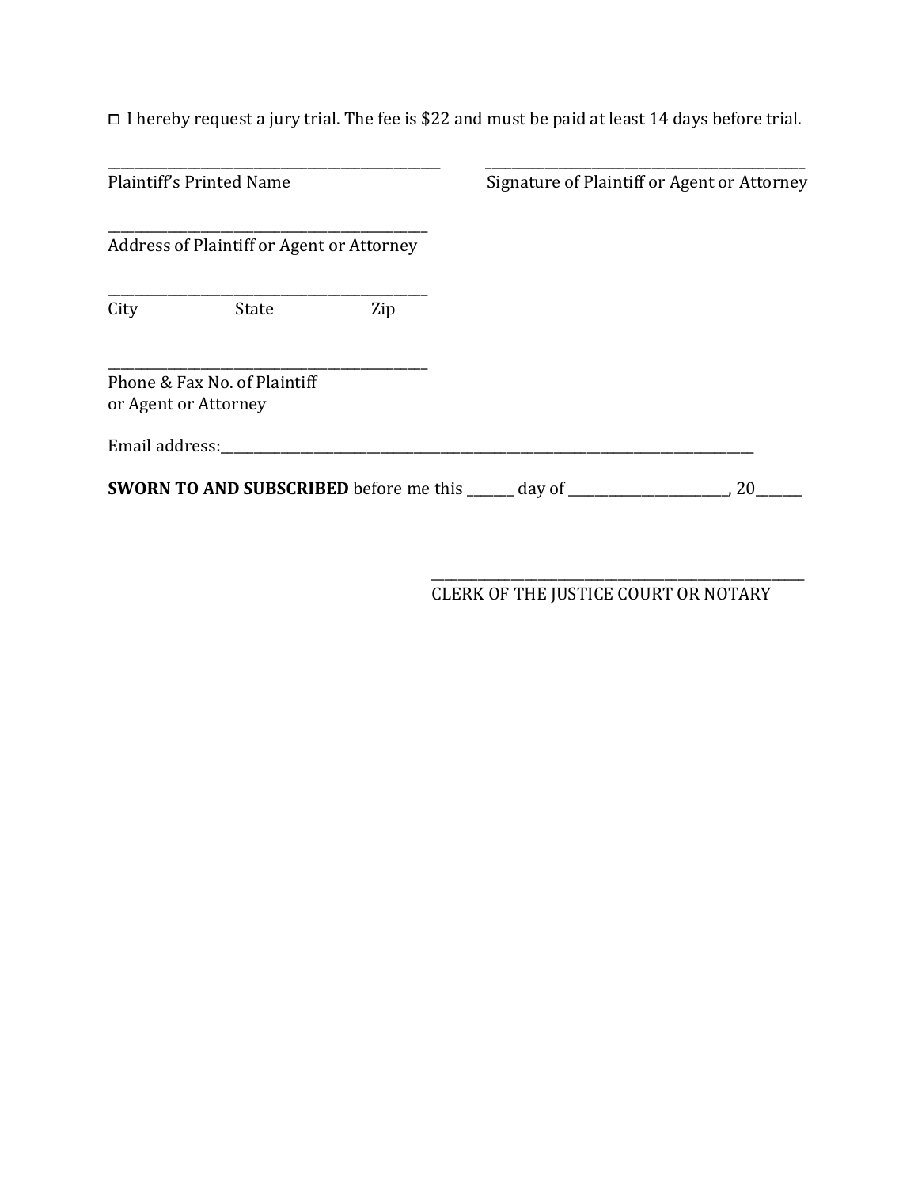☐ I hereby request a jury trial. The fee is $22 and must be paid at least 14 days before trial.

______________________________________________ ______________________________________________
Plaintiff's Printed Name Signature of Plaintiff or Agent or Attorney

______________________________________________
Address of Plaintiff or Agent or Attorney

______________________________________________
City State Zip

______________________________________________
Phone & Fax No. of Plaintiff
or Agent or Attorney

Email address:______________________________________________________________________________

**SWORN TO AND SUBSCRIBED** before me this _______ day of ________________________, 20_______

______________________________________________
CLERK OF THE JUSTICE COURT OR NOTARY